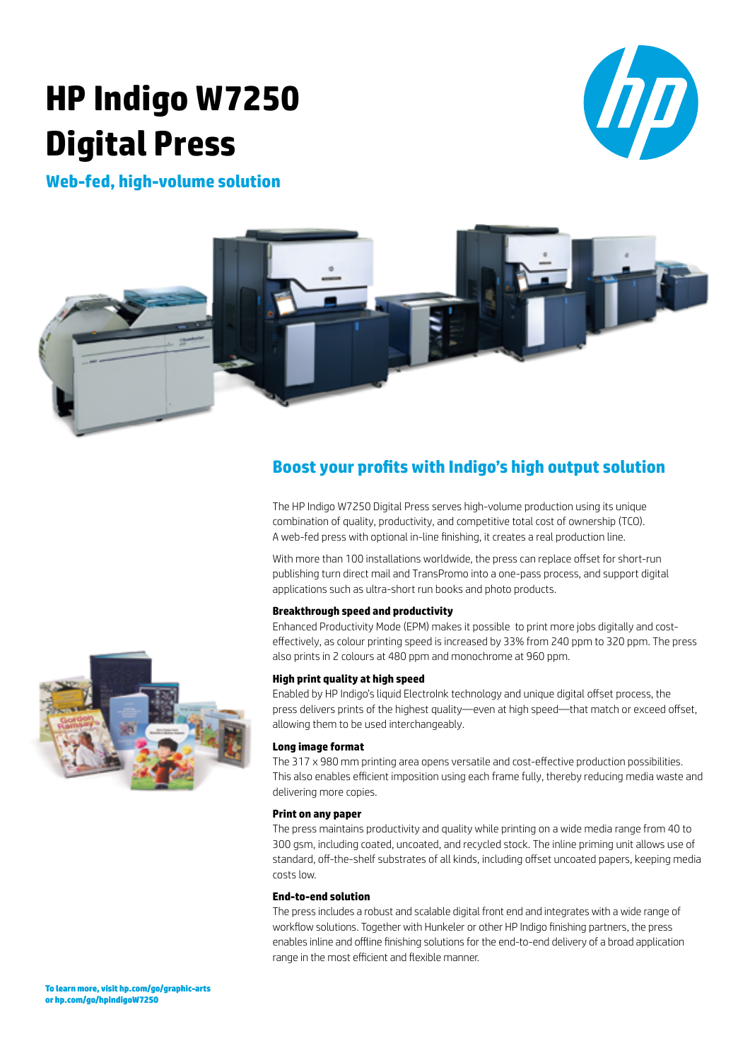# HP Indigo W7250 Digital Press

## Web-fed, high-volume solution

## Boost your profits with Indigo's high output solution

The HP Indigo W7250 Digital Press serves high-volume production using its unique combination of quality, productivity, and competitive total cost of ownership (TCO). A web-fed press with optional in-line finishing, it creates a real production line.

With more than 100 installations worldwide, the press can replace offset for short-run publishing turn direct mail and TransPromo into a one-pass process, and support digital applications such as ultra-short run books and photo products.

**Breakthrough speed and productivity**
Enhanced Productivity Mode (EPM) makes it possible to print more jobs digitally and cost-effectively, as colour printing speed is increased by 33% from 240 ppm to 320 ppm. The press also prints in 2 colours at 480 ppm and monochrome at 960 ppm.

**High print quality at high speed**
Enabled by HP Indigo's liquid ElectroInk technology and unique digital offset process, the press delivers prints of the highest quality—even at high speed—that match or exceed offset, allowing them to be used interchangeably.

**Long image format**
The 317 x 980 mm printing area opens versatile and cost-effective production possibilities. This also enables efficient imposition using each frame fully, thereby reducing media waste and delivering more copies.

**Print on any paper**
The press maintains productivity and quality while printing on a wide media range from 40 to 300 gsm, including coated, uncoated, and recycled stock. The inline priming unit allows use of standard, off-the-shelf substrates of all kinds, including offset uncoated papers, keeping media costs low.

**End-to-end solution**
The press includes a robust and scalable digital front end and integrates with a wide range of workflow solutions. Together with Hunkeler or other HP Indigo finishing partners, the press enables inline and offline finishing solutions for the end-to-end delivery of a broad application range in the most efficient and flexible manner.

**To learn more, visit hp.com/go/graphic-arts or hp.com/go/hpindigoW7250**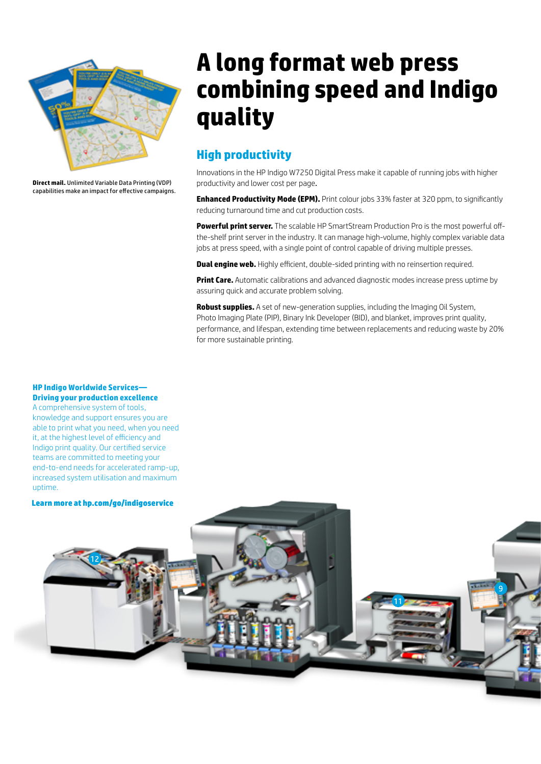**Direct mail.** Unlimited Variable Data Printing (VDP) capabilities make an impact for effective campaigns.

# A long format web press combining speed and Indigo quality

## High productivity

Innovations in the HP Indigo W7250 Digital Press make it capable of running jobs with higher productivity and lower cost per page.

**Enhanced Productivity Mode (EPM).** Print colour jobs 33% faster at 320 ppm, to significantly reducing turnaround time and cut production costs.

**Powerful print server.** The scalable HP SmartStream Production Pro is the most powerful off-the-shelf print server in the industry. It can manage high-volume, highly complex variable data jobs at press speed, with a single point of control capable of driving multiple presses.

**Dual engine web.** Highly efficient, double-sided printing with no reinsertion required.

**Print Care.** Automatic calibrations and advanced diagnostic modes increase press uptime by assuring quick and accurate problem solving.

**Robust supplies.** A set of new-generation supplies, including the Imaging Oil System, Photo Imaging Plate (PIP), Binary Ink Developer (BID), and blanket, improves print quality, performance, and lifespan, extending time between replacements and reducing waste by 20% for more sustainable printing.

**HP Indigo Worldwide Services—Driving your production excellence**

A comprehensive system of tools, knowledge and support ensures you are able to print what you need, when you need it, at the highest level of efficiency and Indigo print quality. Our certified service teams are committed to meeting your end-to-end needs for accelerated ramp-up, increased system utilisation and maximum uptime.

**Learn more at hp.com/go/indigoservice**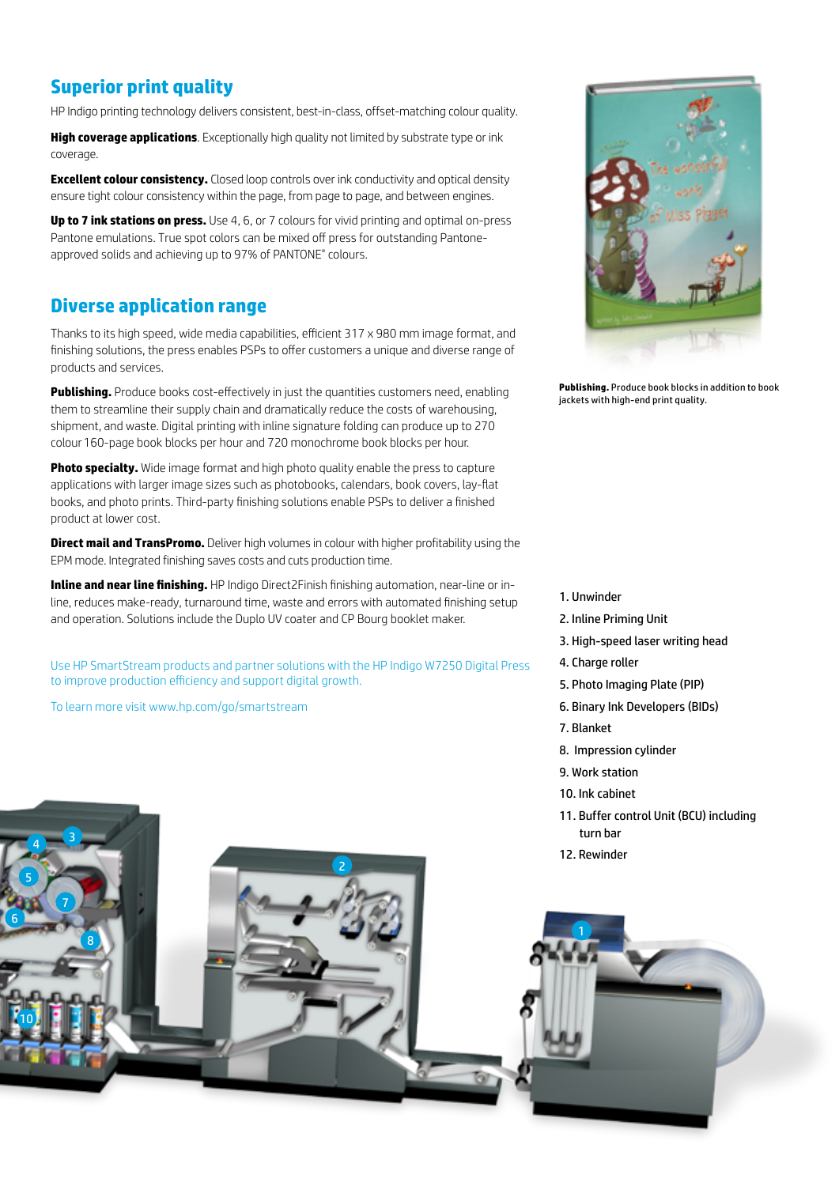## Superior print quality

HP Indigo printing technology delivers consistent, best-in-class, offset-matching colour quality.

**High coverage applications**. Exceptionally high quality not limited by substrate type or ink coverage.

**Excellent colour consistency.** Closed loop controls over ink conductivity and optical density ensure tight colour consistency within the page, from page to page, and between engines.

**Up to 7 ink stations on press.** Use 4, 6, or 7 colours for vivid printing and optimal on-press Pantone emulations. True spot colors can be mixed off press for outstanding Pantone-approved solids and achieving up to 97% of PANTONE® colours.

## Diverse application range

Thanks to its high speed, wide media capabilities, efficient 317 x 980 mm image format, and finishing solutions, the press enables PSPs to offer customers a unique and diverse range of products and services.

**Publishing.** Produce books cost-effectively in just the quantities customers need, enabling them to streamline their supply chain and dramatically reduce the costs of warehousing, shipment, and waste. Digital printing with inline signature folding can produce up to 270 colour 160-page book blocks per hour and 720 monochrome book blocks per hour.

**Photo specialty.** Wide image format and high photo quality enable the press to capture applications with larger image sizes such as photobooks, calendars, book covers, lay-flat books, and photo prints. Third-party finishing solutions enable PSPs to deliver a finished product at lower cost.

**Direct mail and TransPromo.** Deliver high volumes in colour with higher profitability using the EPM mode. Integrated finishing saves costs and cuts production time.

**Inline and near line finishing.** HP Indigo Direct2Finish finishing automation, near-line or in-line, reduces make-ready, turnaround time, waste and errors with automated finishing setup and operation. Solutions include the Duplo UV coater and CP Bourg booklet maker.

Use HP SmartStream products and partner solutions with the HP Indigo W7250 Digital Press to improve production efficiency and support digital growth.

To learn more visit www.hp.com/go/smartstream

**Publishing.** Produce book blocks in addition to book jackets with high-end print quality.

1. Unwinder
2. Inline Priming Unit
3. High-speed laser writing head
4. Charge roller
5. Photo Imaging Plate (PIP)
6. Binary Ink Developers (BIDs)
7. Blanket
8. Impression cylinder
9. Work station
10. Ink cabinet
11. Buffer control Unit (BCU) including turn bar
12. Rewinder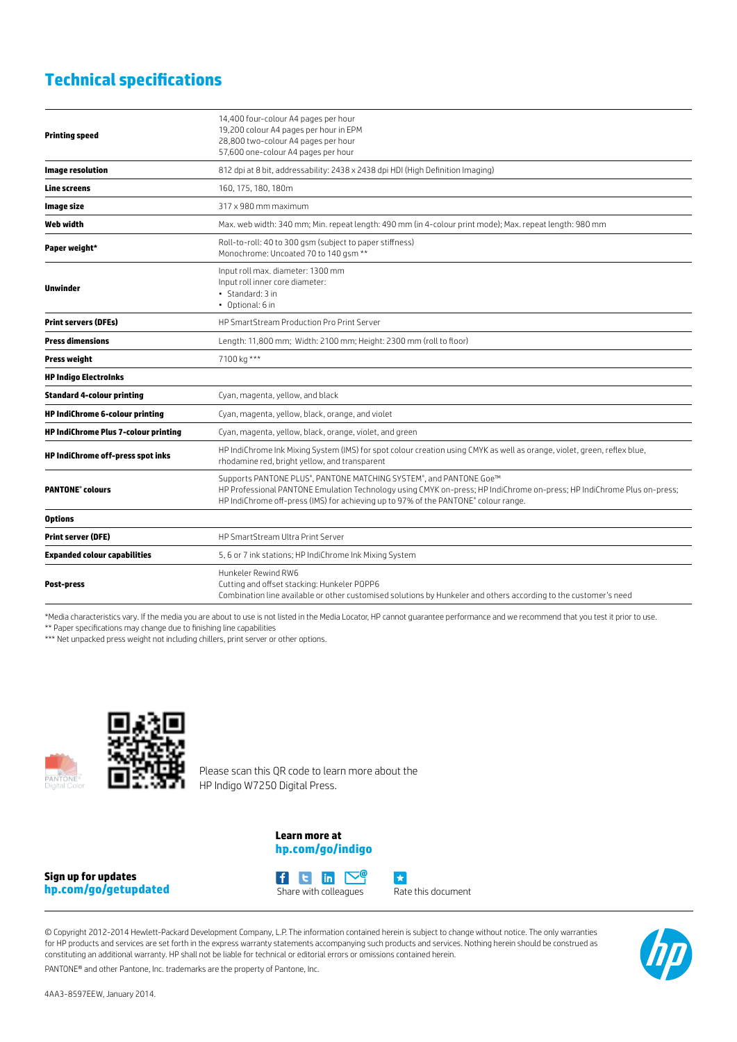## Technical specifications

| | |
|---|---|
| **Printing speed** | 14,400 four-colour A4 pages per hour<br>19,200 colour A4 pages per hour in EPM<br>28,800 two-colour A4 pages per hour<br>57,600 one-colour A4 pages per hour |
| **Image resolution** | 812 dpi at 8 bit, addressability: 2438 x 2438 dpi HDI (High Definition Imaging) |
| **Line screens** | 160, 175, 180, 180m |
| **Image size** | 317 x 980 mm maximum |
| **Web width** | Max. web width: 340 mm; Min. repeat length: 490 mm (in 4-colour print mode); Max. repeat length: 980 mm |
| **Paper weight*** | Roll-to-roll: 40 to 300 gsm (subject to paper stiffness)<br>Monochrome: Uncoated 70 to 140 gsm ** |
| **Unwinder** | Input roll max. diameter: 1300 mm<br>Input roll inner core diameter:<br>• Standard: 3 in<br>• Optional: 6 in |
| **Print servers (DFEs)** | HP SmartStream Production Pro Print Server |
| **Press dimensions** | Length: 11,800 mm; Width: 2100 mm; Height: 2300 mm (roll to floor) |
| **Press weight** | 7100 kg *** |
| **HP Indigo ElectroInks** | |
| **Standard 4-colour printing** | Cyan, magenta, yellow, and black |
| **HP IndiChrome 6-colour printing** | Cyan, magenta, yellow, black, orange, and violet |
| **HP IndiChrome Plus 7-colour printing** | Cyan, magenta, yellow, black, orange, violet, and green |
| **HP IndiChrome off-press spot inks** | HP IndiChrome Ink Mixing System (IMS) for spot colour creation using CMYK as well as orange, violet, green, reflex blue, rhodamine red, bright yellow, and transparent |
| **PANTONE® colours** | Supports PANTONE PLUS®, PANTONE MATCHING SYSTEM®, and PANTONE Goe™<br>HP Professional PANTONE Emulation Technology using CMYK on-press; HP IndiChrome on-press; HP IndiChrome Plus on-press; HP IndiChrome off-press (IMS) for achieving up to 97% of the PANTONE® colour range. |
| **Options** | |
| **Print server (DFE)** | HP SmartStream Ultra Print Server |
| **Expanded colour capabilities** | 5, 6 or 7 ink stations; HP IndiChrome Ink Mixing System |
| **Post-press** | Hunkeler Rewind RW6<br>Cutting and offset stacking: Hunkeler POPP6<br>Combination line available or other customised solutions by Hunkeler and others according to the customer's need |

*Media characteristics vary. If the media you are about to use is not listed in the Media Locator, HP cannot guarantee performance and we recommend that you test it prior to use.
** Paper specifications may change due to finishing line capabilities
*** Net unpacked press weight not including chillers, print server or other options.

Please scan this QR code to learn more about the HP Indigo W7250 Digital Press.

**Learn more at**
**hp.com/go/indigo**

**Sign up for updates**
**hp.com/go/getupdated**

Share with colleagues

Rate this document

© Copyright 2012-2014 Hewlett-Packard Development Company, L.P. The information contained herein is subject to change without notice. The only warranties for HP products and services are set forth in the express warranty statements accompanying such products and services. Nothing herein should be construed as constituting an additional warranty. HP shall not be liable for technical or editorial errors or omissions contained herein.

PANTONE® and other Pantone, Inc. trademarks are the property of Pantone, Inc.

4AA3-8597EEW, January 2014.